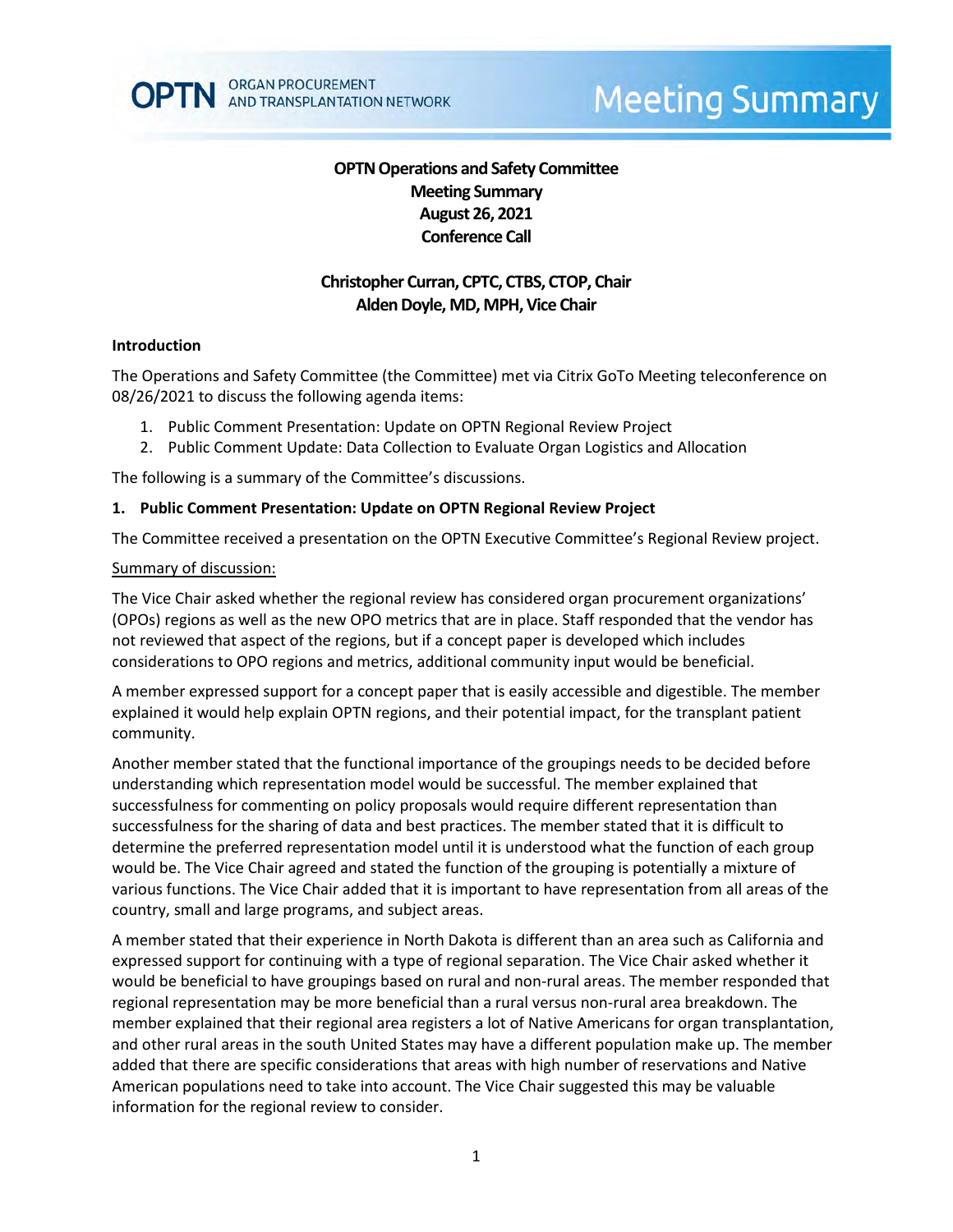# OPTN Operations and Safety Committee
## Meeting Summary
## August 26, 2021
## Conference Call

**Christopher Curran, CPTC, CTBS, CTOP, Chair**
**Alden Doyle, MD, MPH, Vice Chair**

### Introduction

The Operations and Safety Committee (the Committee) met via Citrix GoTo Meeting teleconference on 08/26/2021 to discuss the following agenda items:

1. Public Comment Presentation: Update on OPTN Regional Review Project
2. Public Comment Update: Data Collection to Evaluate Organ Logistics and Allocation

The following is a summary of the Committee's discussions.

### 1. Public Comment Presentation: Update on OPTN Regional Review Project

The Committee received a presentation on the OPTN Executive Committee's Regional Review project.

Summary of discussion:

The Vice Chair asked whether the regional review has considered organ procurement organizations' (OPOs) regions as well as the new OPO metrics that are in place. Staff responded that the vendor has not reviewed that aspect of the regions, but if a concept paper is developed which includes considerations to OPO regions and metrics, additional community input would be beneficial.

A member expressed support for a concept paper that is easily accessible and digestible. The member explained it would help explain OPTN regions, and their potential impact, for the transplant patient community.

Another member stated that the functional importance of the groupings needs to be decided before understanding which representation model would be successful. The member explained that successfulness for commenting on policy proposals would require different representation than successfulness for the sharing of data and best practices. The member stated that it is difficult to determine the preferred representation model until it is understood what the function of each group would be. The Vice Chair agreed and stated the function of the grouping is potentially a mixture of various functions. The Vice Chair added that it is important to have representation from all areas of the country, small and large programs, and subject areas.

A member stated that their experience in North Dakota is different than an area such as California and expressed support for continuing with a type of regional separation. The Vice Chair asked whether it would be beneficial to have groupings based on rural and non-rural areas. The member responded that regional representation may be more beneficial than a rural versus non-rural area breakdown. The member explained that their regional area registers a lot of Native Americans for organ transplantation, and other rural areas in the south United States may have a different population make up. The member added that there are specific considerations that areas with high number of reservations and Native American populations need to take into account. The Vice Chair suggested this may be valuable information for the regional review to consider.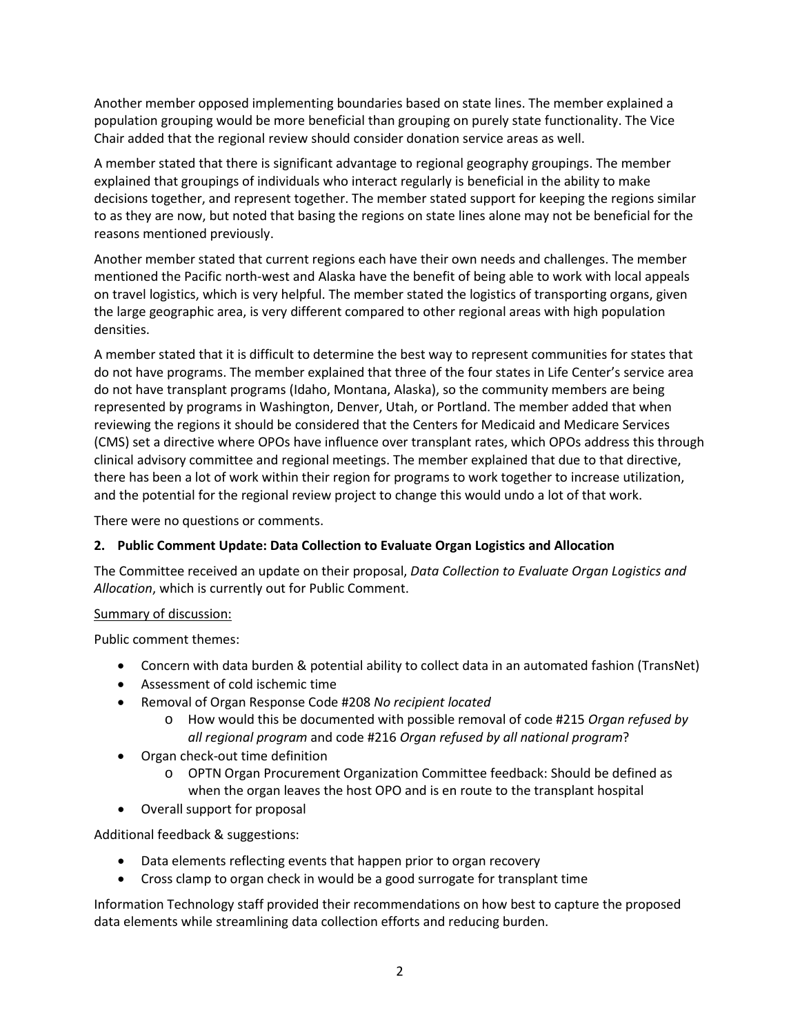Another member opposed implementing boundaries based on state lines. The member explained a population grouping would be more beneficial than grouping on purely state functionality. The Vice Chair added that the regional review should consider donation service areas as well.

A member stated that there is significant advantage to regional geography groupings. The member explained that groupings of individuals who interact regularly is beneficial in the ability to make decisions together, and represent together. The member stated support for keeping the regions similar to as they are now, but noted that basing the regions on state lines alone may not be beneficial for the reasons mentioned previously.

Another member stated that current regions each have their own needs and challenges. The member mentioned the Pacific north-west and Alaska have the benefit of being able to work with local appeals on travel logistics, which is very helpful. The member stated the logistics of transporting organs, given the large geographic area, is very different compared to other regional areas with high population densities.

A member stated that it is difficult to determine the best way to represent communities for states that do not have programs. The member explained that three of the four states in Life Center's service area do not have transplant programs (Idaho, Montana, Alaska), so the community members are being represented by programs in Washington, Denver, Utah, or Portland. The member added that when reviewing the regions it should be considered that the Centers for Medicaid and Medicare Services (CMS) set a directive where OPOs have influence over transplant rates, which OPOs address this through clinical advisory committee and regional meetings. The member explained that due to that directive, there has been a lot of work within their region for programs to work together to increase utilization, and the potential for the regional review project to change this would undo a lot of that work.

There were no questions or comments.

**2. Public Comment Update: Data Collection to Evaluate Organ Logistics and Allocation**

The Committee received an update on their proposal, *Data Collection to Evaluate Organ Logistics and Allocation*, which is currently out for Public Comment.

Summary of discussion:

Public comment themes:

- Concern with data burden & potential ability to collect data in an automated fashion (TransNet)
- Assessment of cold ischemic time
- Removal of Organ Response Code #208 *No recipient located*
  - How would this be documented with possible removal of code #215 *Organ refused by all regional program* and code #216 *Organ refused by all national program*?
- Organ check-out time definition
  - OPTN Organ Procurement Organization Committee feedback: Should be defined as when the organ leaves the host OPO and is en route to the transplant hospital
- Overall support for proposal

Additional feedback & suggestions:

- Data elements reflecting events that happen prior to organ recovery
- Cross clamp to organ check in would be a good surrogate for transplant time

Information Technology staff provided their recommendations on how best to capture the proposed data elements while streamlining data collection efforts and reducing burden.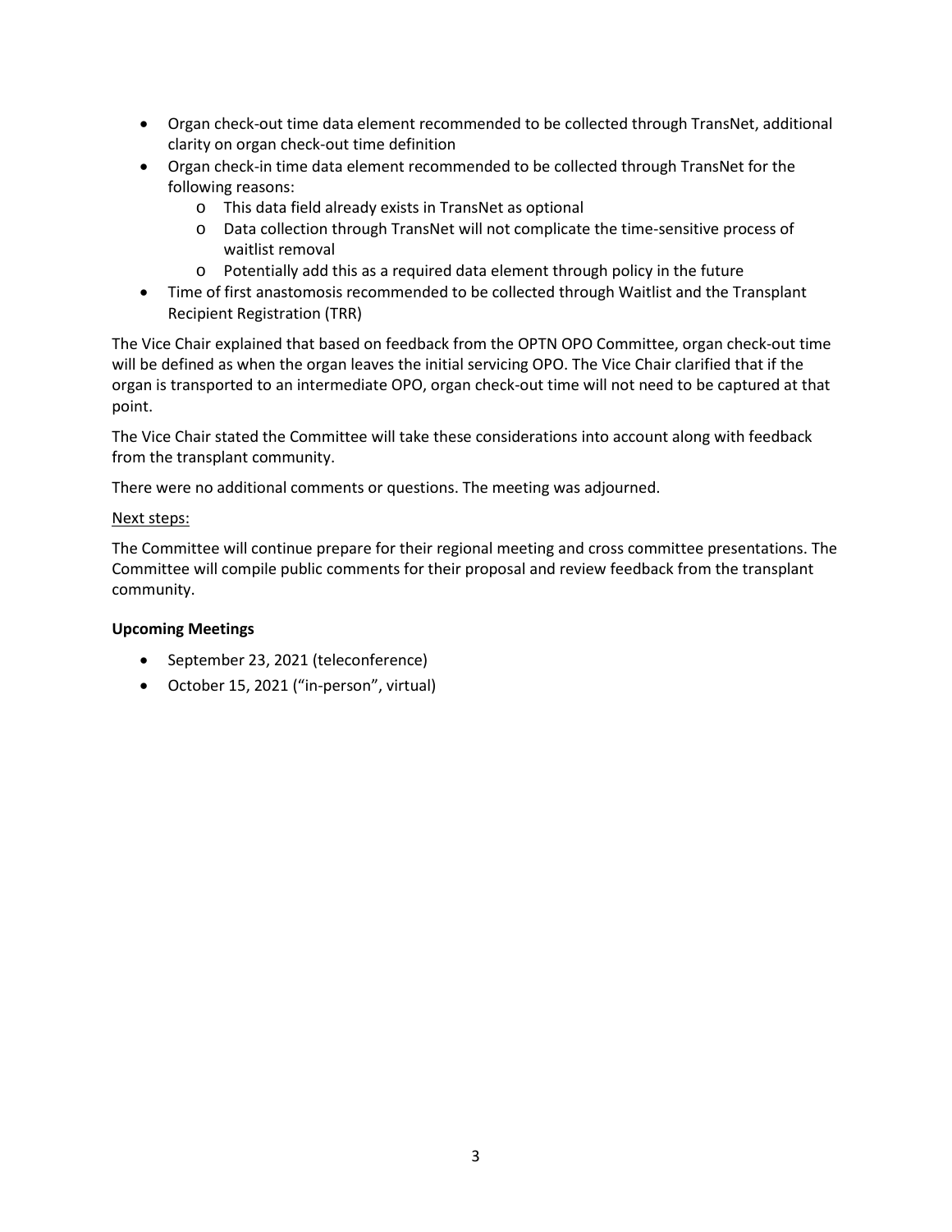- Organ check-out time data element recommended to be collected through TransNet, additional clarity on organ check-out time definition
- Organ check-in time data element recommended to be collected through TransNet for the following reasons:
  - This data field already exists in TransNet as optional
  - Data collection through TransNet will not complicate the time-sensitive process of waitlist removal
  - Potentially add this as a required data element through policy in the future
- Time of first anastomosis recommended to be collected through Waitlist and the Transplant Recipient Registration (TRR)

The Vice Chair explained that based on feedback from the OPTN OPO Committee, organ check-out time will be defined as when the organ leaves the initial servicing OPO. The Vice Chair clarified that if the organ is transported to an intermediate OPO, organ check-out time will not need to be captured at that point.

The Vice Chair stated the Committee will take these considerations into account along with feedback from the transplant community.

There were no additional comments or questions. The meeting was adjourned.

<u>Next steps:</u>

The Committee will continue prepare for their regional meeting and cross committee presentations. The Committee will compile public comments for their proposal and review feedback from the transplant community.

**Upcoming Meetings**

- September 23, 2021 (teleconference)
- October 15, 2021 ("in-person", virtual)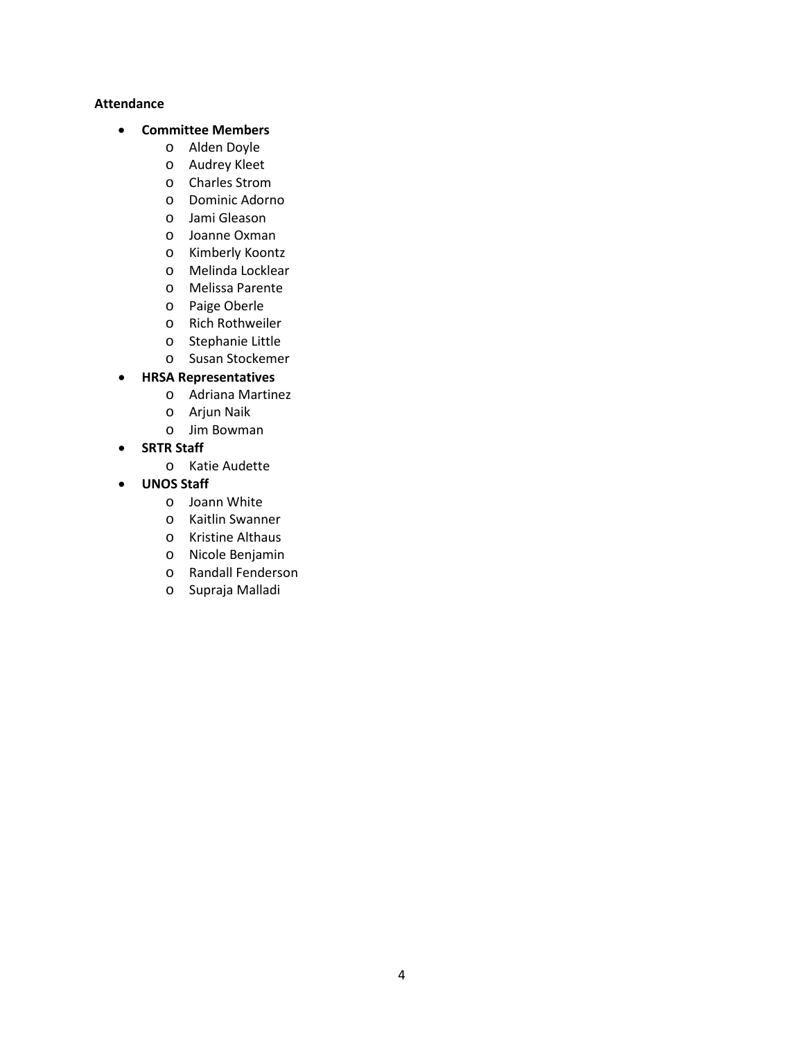**Attendance**

- **Committee Members**
    - Alden Doyle
    - Audrey Kleet
    - Charles Strom
    - Dominic Adorno
    - Jami Gleason
    - Joanne Oxman
    - Kimberly Koontz
    - Melinda Locklear
    - Melissa Parente
    - Paige Oberle
    - Rich Rothweiler
    - Stephanie Little
    - Susan Stockemer
- **HRSA Representatives**
    - Adriana Martinez
    - Arjun Naik
    - Jim Bowman
- **SRTR Staff**
    - Katie Audette
- **UNOS Staff**
    - Joann White
    - Kaitlin Swanner
    - Kristine Althaus
    - Nicole Benjamin
    - Randall Fenderson
    - Supraja Malladi